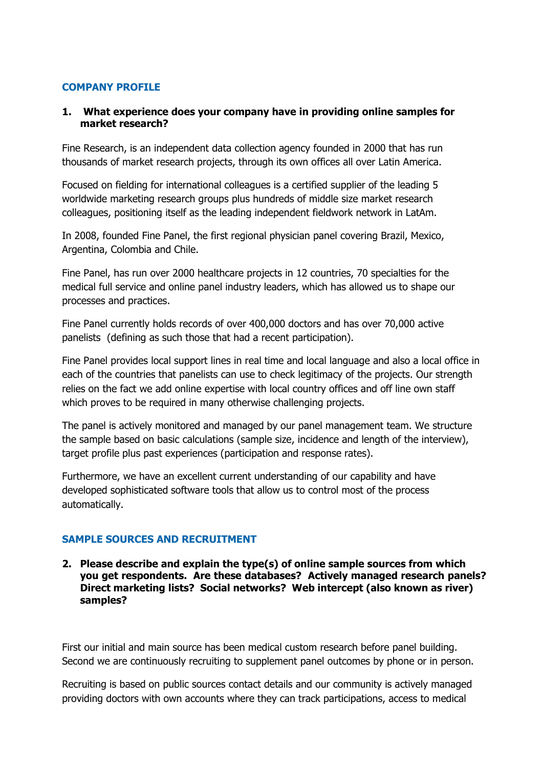## COMPANY PROFILE

### 1. What experience does your company have in providing online samples for market research?

Fine Research, is an independent data collection agency founded in 2000 that has run thousands of market research projects, through its own offices all over Latin America.

Focused on fielding for international colleagues is a certified supplier of the leading 5 worldwide marketing research groups plus hundreds of middle size market research colleagues, positioning itself as the leading independent fieldwork network in LatAm.

In 2008, founded Fine Panel, the first regional physician panel covering Brazil, Mexico, Argentina, Colombia and Chile.

Fine Panel, has run over 2000 healthcare projects in 12 countries, 70 specialties for the medical full service and online panel industry leaders, which has allowed us to shape our processes and practices.

Fine Panel currently holds records of over 400,000 doctors and has over 70,000 active panelists (defining as such those that had a recent participation).

Fine Panel provides local support lines in real time and local language and also a local office in each of the countries that panelists can use to check legitimacy of the projects. Our strength relies on the fact we add online expertise with local country offices and off line own staff which proves to be required in many otherwise challenging projects.

The panel is actively monitored and managed by our panel management team. We structure the sample based on basic calculations (sample size, incidence and length of the interview), target profile plus past experiences (participation and response rates).

Furthermore, we have an excellent current understanding of our capability and have developed sophisticated software tools that allow us to control most of the process automatically.

## SAMPLE SOURCES AND RECRUITMENT

### 2. Please describe and explain the type(s) of online sample sources from which you get respondents. Are these databases? Actively managed research panels? Direct marketing lists? Social networks? Web intercept (also known as river) samples?

First our initial and main source has been medical custom research before panel building. Second we are continuously recruiting to supplement panel outcomes by phone or in person.

Recruiting is based on public sources contact details and our community is actively managed providing doctors with own accounts where they can track participations, access to medical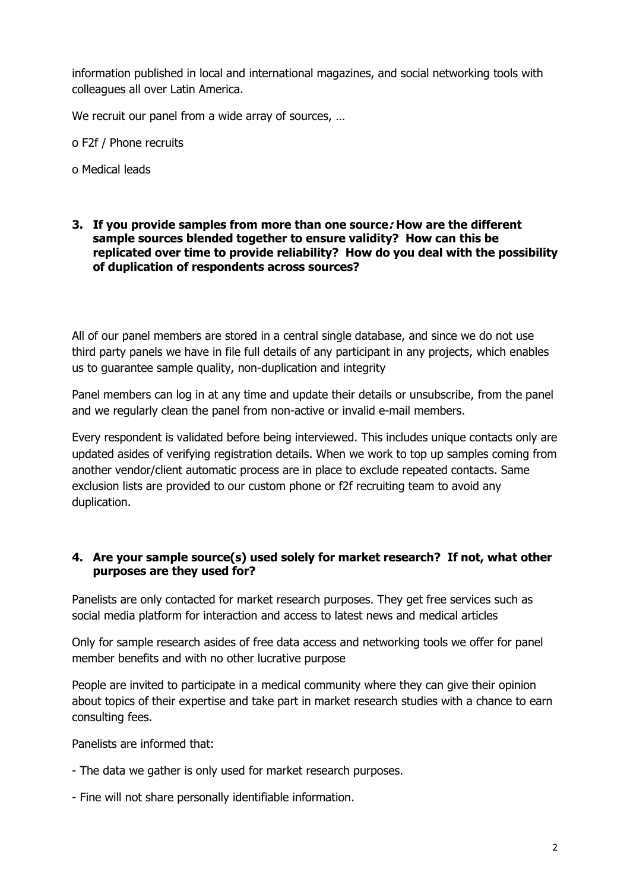information published in local and international magazines, and social networking tools with colleagues all over Latin America.

We recruit our panel from a wide array of sources, …

o F2f / Phone recruits

o Medical leads

**3. If you provide samples from more than one source: How are the different sample sources blended together to ensure validity? How can this be replicated over time to provide reliability? How do you deal with the possibility of duplication of respondents across sources?**

All of our panel members are stored in a central single database, and since we do not use third party panels we have in file full details of any participant in any projects, which enables us to guarantee sample quality, non-duplication and integrity

Panel members can log in at any time and update their details or unsubscribe, from the panel and we regularly clean the panel from non-active or invalid e-mail members.

Every respondent is validated before being interviewed. This includes unique contacts only are updated asides of verifying registration details. When we work to top up samples coming from another vendor/client automatic process are in place to exclude repeated contacts. Same exclusion lists are provided to our custom phone or f2f recruiting team to avoid any duplication.

**4. Are your sample source(s) used solely for market research? If not, what other purposes are they used for?**

Panelists are only contacted for market research purposes. They get free services such as social media platform for interaction and access to latest news and medical articles

Only for sample research asides of free data access and networking tools we offer for panel member benefits and with no other lucrative purpose

People are invited to participate in a medical community where they can give their opinion about topics of their expertise and take part in market research studies with a chance to earn consulting fees.

Panelists are informed that:

- The data we gather is only used for market research purposes.

- Fine will not share personally identifiable information.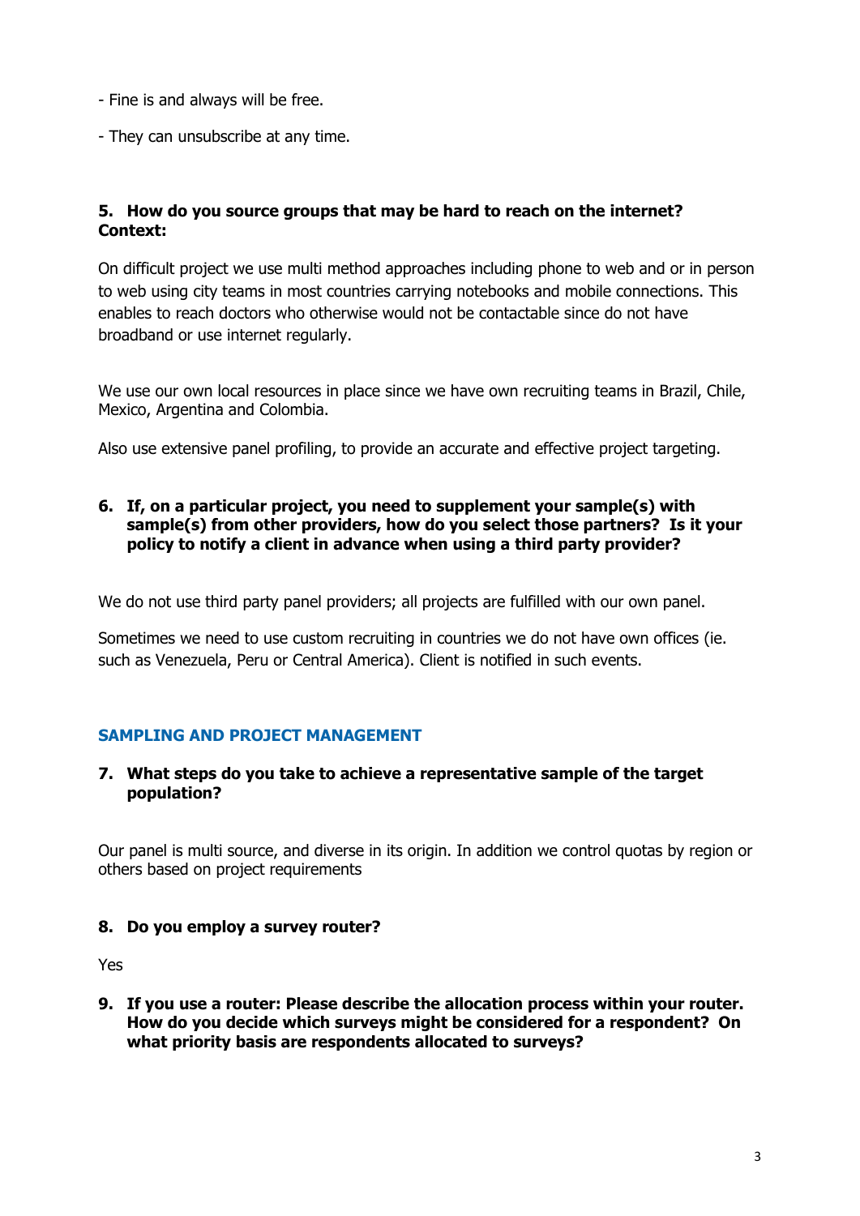- Fine is and always will be free.

- They can unsubscribe at any time.

**5. How do you source groups that may be hard to reach on the internet? Context:**

On difficult project we use multi method approaches including phone to web and or in person to web using city teams in most countries carrying notebooks and mobile connections. This enables to reach doctors who otherwise would not be contactable since do not have broadband or use internet regularly.

We use our own local resources in place since we have own recruiting teams in Brazil, Chile, Mexico, Argentina and Colombia.

Also use extensive panel profiling, to provide an accurate and effective project targeting.

**6. If, on a particular project, you need to supplement your sample(s) with sample(s) from other providers, how do you select those partners? Is it your policy to notify a client in advance when using a third party provider?**

We do not use third party panel providers; all projects are fulfilled with our own panel.

Sometimes we need to use custom recruiting in countries we do not have own offices (ie. such as Venezuela, Peru or Central America). Client is notified in such events.

## SAMPLING AND PROJECT MANAGEMENT

**7. What steps do you take to achieve a representative sample of the target population?**

Our panel is multi source, and diverse in its origin. In addition we control quotas by region or others based on project requirements

**8. Do you employ a survey router?**

Yes

**9. If you use a router: Please describe the allocation process within your router. How do you decide which surveys might be considered for a respondent? On what priority basis are respondents allocated to surveys?**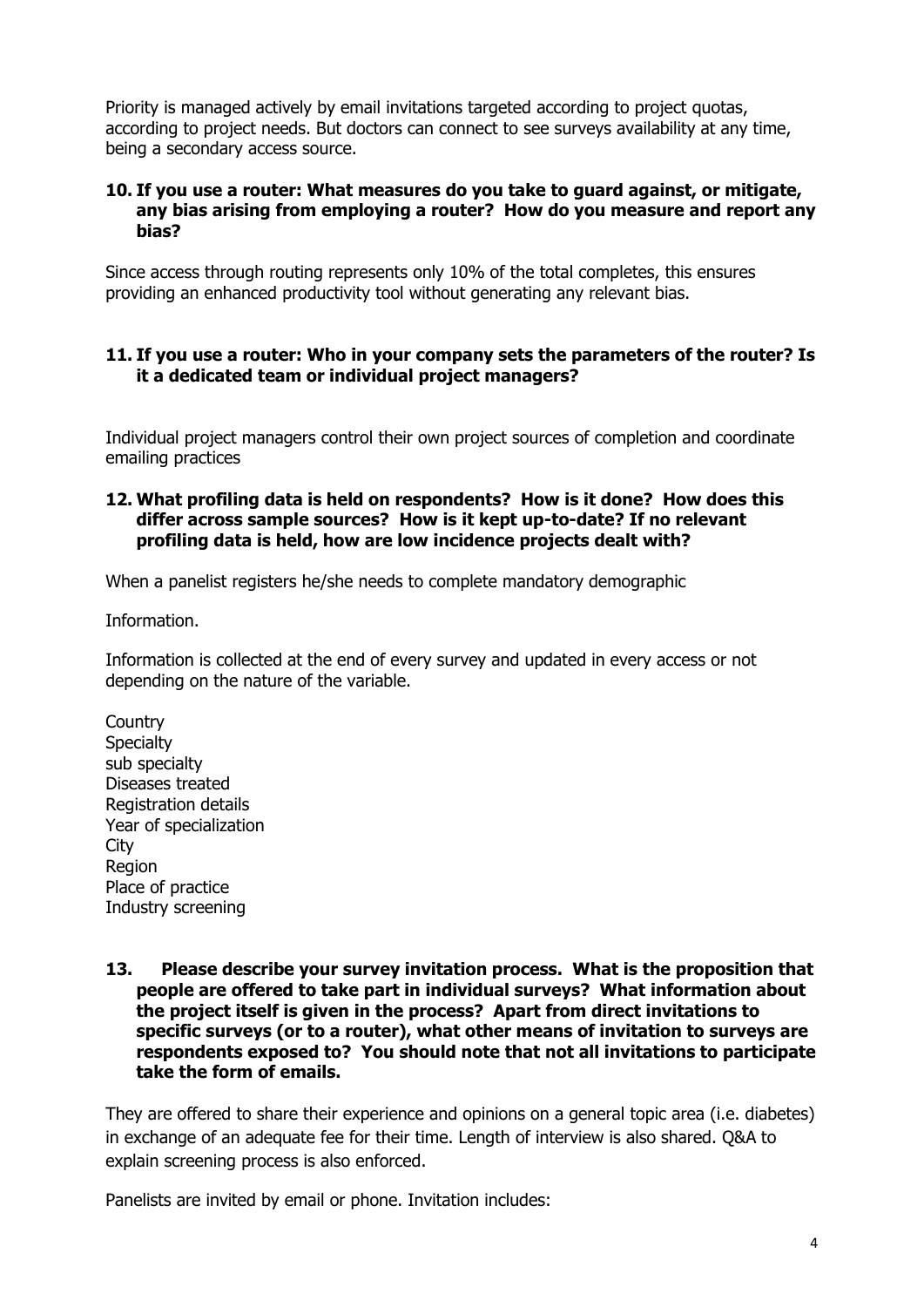Priority is managed actively by email invitations targeted according to project quotas, according to project needs. But doctors can connect to see surveys availability at any time, being a secondary access source.

**10. If you use a router: What measures do you take to guard against, or mitigate, any bias arising from employing a router? How do you measure and report any bias?**

Since access through routing represents only 10% of the total completes, this ensures providing an enhanced productivity tool without generating any relevant bias.

**11. If you use a router: Who in your company sets the parameters of the router? Is it a dedicated team or individual project managers?**

Individual project managers control their own project sources of completion and coordinate emailing practices

**12. What profiling data is held on respondents? How is it done? How does this differ across sample sources? How is it kept up-to-date? If no relevant profiling data is held, how are low incidence projects dealt with?**

When a panelist registers he/she needs to complete mandatory demographic

Information.

Information is collected at the end of every survey and updated in every access or not depending on the nature of the variable.

Country
Specialty
sub specialty
Diseases treated
Registration details
Year of specialization
City
Region
Place of practice
Industry screening

**13. Please describe your survey invitation process. What is the proposition that people are offered to take part in individual surveys? What information about the project itself is given in the process? Apart from direct invitations to specific surveys (or to a router), what other means of invitation to surveys are respondents exposed to? You should note that not all invitations to participate take the form of emails.**

They are offered to share their experience and opinions on a general topic area (i.e. diabetes) in exchange of an adequate fee for their time. Length of interview is also shared. Q&A to explain screening process is also enforced.

Panelists are invited by email or phone. Invitation includes: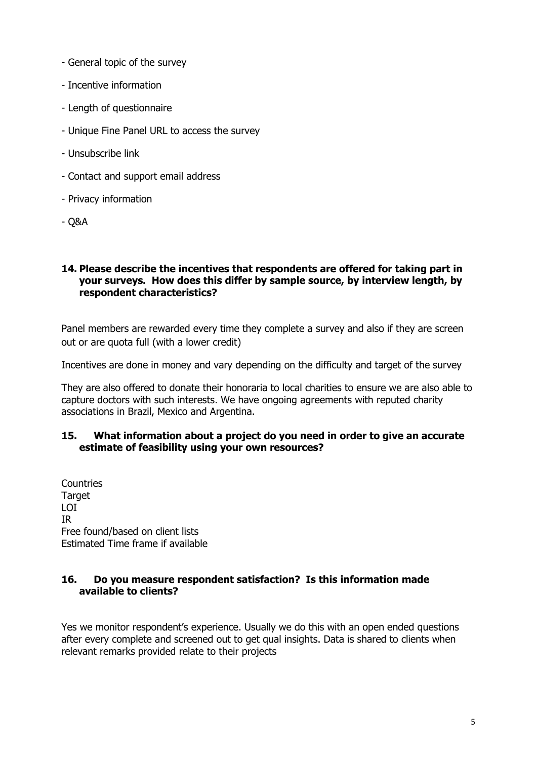- General topic of the survey
- Incentive information
- Length of questionnaire
- Unique Fine Panel URL to access the survey
- Unsubscribe link
- Contact and support email address
- Privacy information
- Q&A

**14. Please describe the incentives that respondents are offered for taking part in your surveys. How does this differ by sample source, by interview length, by respondent characteristics?**

Panel members are rewarded every time they complete a survey and also if they are screen out or are quota full (with a lower credit)

Incentives are done in money and vary depending on the difficulty and target of the survey

They are also offered to donate their honoraria to local charities to ensure we are also able to capture doctors with such interests. We have ongoing agreements with reputed charity associations in Brazil, Mexico and Argentina.

**15. What information about a project do you need in order to give an accurate estimate of feasibility using your own resources?**

Countries
Target
LOI
IR
Free found/based on client lists
Estimated Time frame if available

**16. Do you measure respondent satisfaction? Is this information made available to clients?**

Yes we monitor respondent's experience. Usually we do this with an open ended questions after every complete and screened out to get qual insights. Data is shared to clients when relevant remarks provided relate to their projects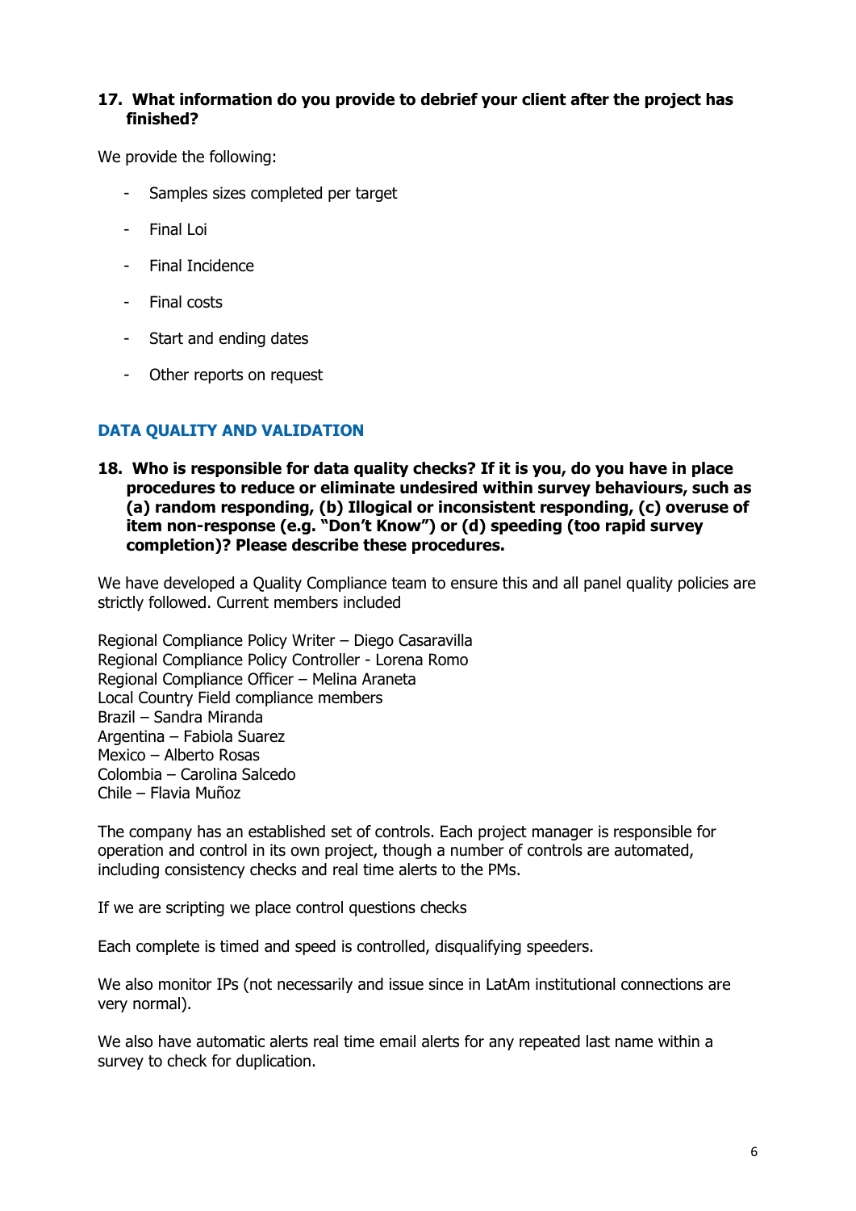**17. What information do you provide to debrief your client after the project has finished?**

We provide the following:

- Samples sizes completed per target
- Final Loi
- Final Incidence
- Final costs
- Start and ending dates
- Other reports on request

## DATA QUALITY AND VALIDATION

**18. Who is responsible for data quality checks? If it is you, do you have in place procedures to reduce or eliminate undesired within survey behaviours, such as (a) random responding, (b) Illogical or inconsistent responding, (c) overuse of item non-response (e.g. "Don't Know") or (d) speeding (too rapid survey completion)? Please describe these procedures.**

We have developed a Quality Compliance team to ensure this and all panel quality policies are strictly followed. Current members included

Regional Compliance Policy Writer – Diego Casaravilla
Regional Compliance Policy Controller - Lorena Romo
Regional Compliance Officer – Melina Araneta
Local Country Field compliance members
Brazil – Sandra Miranda
Argentina – Fabiola Suarez
Mexico – Alberto Rosas
Colombia – Carolina Salcedo
Chile – Flavia Muñoz

The company has an established set of controls. Each project manager is responsible for operation and control in its own project, though a number of controls are automated, including consistency checks and real time alerts to the PMs.

If we are scripting we place control questions checks

Each complete is timed and speed is controlled, disqualifying speeders.

We also monitor IPs (not necessarily and issue since in LatAm institutional connections are very normal).

We also have automatic alerts real time email alerts for any repeated last name within a survey to check for duplication.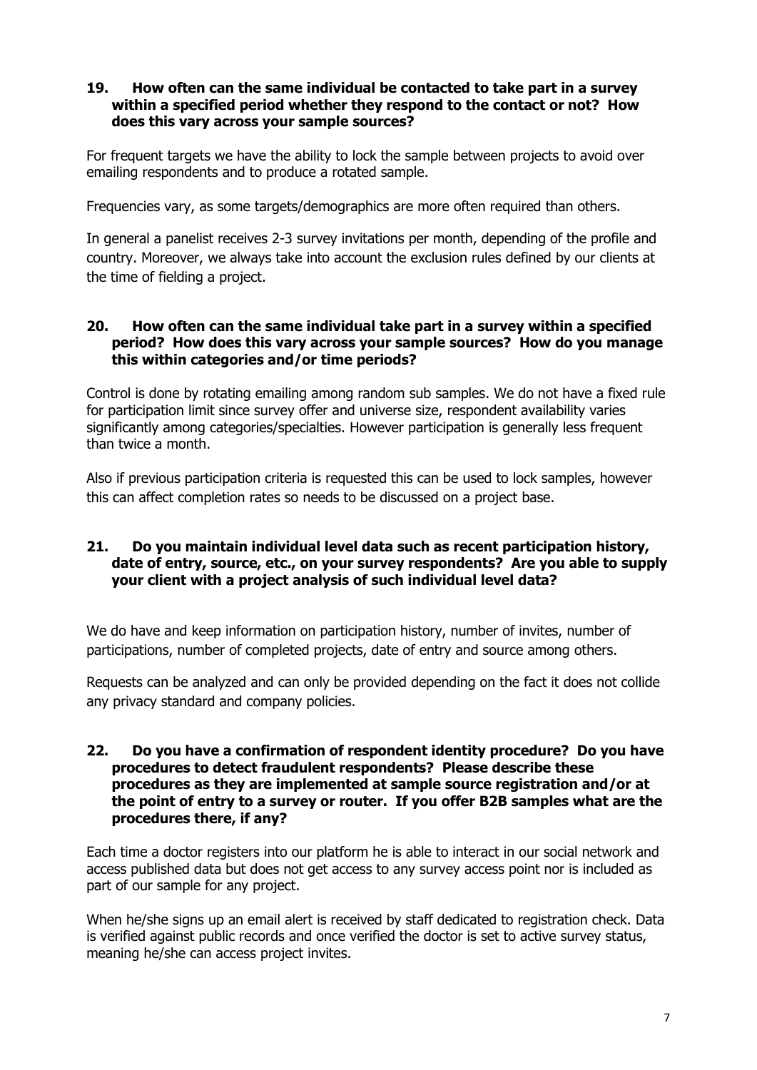### 19. How often can the same individual be contacted to take part in a survey within a specified period whether they respond to the contact or not? How does this vary across your sample sources?

For frequent targets we have the ability to lock the sample between projects to avoid over emailing respondents and to produce a rotated sample.

Frequencies vary, as some targets/demographics are more often required than others.

In general a panelist receives 2-3 survey invitations per month, depending of the profile and country. Moreover, we always take into account the exclusion rules defined by our clients at the time of fielding a project.

### 20. How often can the same individual take part in a survey within a specified period? How does this vary across your sample sources? How do you manage this within categories and/or time periods?

Control is done by rotating emailing among random sub samples. We do not have a fixed rule for participation limit since survey offer and universe size, respondent availability varies significantly among categories/specialties. However participation is generally less frequent than twice a month.

Also if previous participation criteria is requested this can be used to lock samples, however this can affect completion rates so needs to be discussed on a project base.

### 21. Do you maintain individual level data such as recent participation history, date of entry, source, etc., on your survey respondents? Are you able to supply your client with a project analysis of such individual level data?

We do have and keep information on participation history, number of invites, number of participations, number of completed projects, date of entry and source among others.

Requests can be analyzed and can only be provided depending on the fact it does not collide any privacy standard and company policies.

### 22. Do you have a confirmation of respondent identity procedure? Do you have procedures to detect fraudulent respondents? Please describe these procedures as they are implemented at sample source registration and/or at the point of entry to a survey or router. If you offer B2B samples what are the procedures there, if any?

Each time a doctor registers into our platform he is able to interact in our social network and access published data but does not get access to any survey access point nor is included as part of our sample for any project.

When he/she signs up an email alert is received by staff dedicated to registration check. Data is verified against public records and once verified the doctor is set to active survey status, meaning he/she can access project invites.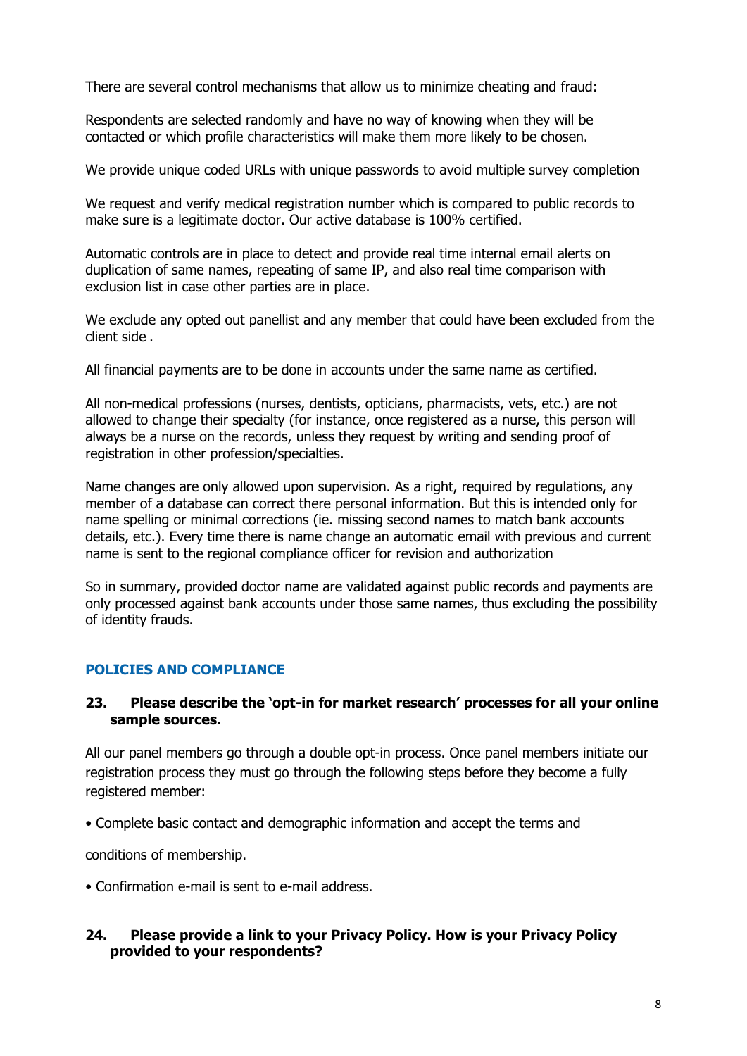There are several control mechanisms that allow us to minimize cheating and fraud:

Respondents are selected randomly and have no way of knowing when they will be contacted or which profile characteristics will make them more likely to be chosen.

We provide unique coded URLs with unique passwords to avoid multiple survey completion

We request and verify medical registration number which is compared to public records to make sure is a legitimate doctor. Our active database is 100% certified.

Automatic controls are in place to detect and provide real time internal email alerts on duplication of same names, repeating of same IP, and also real time comparison with exclusion list in case other parties are in place.

We exclude any opted out panellist and any member that could have been excluded from the client side .

All financial payments are to be done in accounts under the same name as certified.

All non-medical professions (nurses, dentists, opticians, pharmacists, vets, etc.) are not allowed to change their specialty (for instance, once registered as a nurse, this person will always be a nurse on the records, unless they request by writing and sending proof of registration in other profession/specialties.

Name changes are only allowed upon supervision. As a right, required by regulations, any member of a database can correct there personal information. But this is intended only for name spelling or minimal corrections (ie. missing second names to match bank accounts details, etc.). Every time there is name change an automatic email with previous and current name is sent to the regional compliance officer for revision and authorization

So in summary, provided doctor name are validated against public records and payments are only processed against bank accounts under those same names, thus excluding the possibility of identity frauds.

## POLICIES AND COMPLIANCE

### 23. Please describe the 'opt-in for market research' processes for all your online sample sources.

All our panel members go through a double opt-in process. Once panel members initiate our registration process they must go through the following steps before they become a fully registered member:

• Complete basic contact and demographic information and accept the terms and

conditions of membership.

• Confirmation e-mail is sent to e-mail address.

### 24. Please provide a link to your Privacy Policy. How is your Privacy Policy provided to your respondents?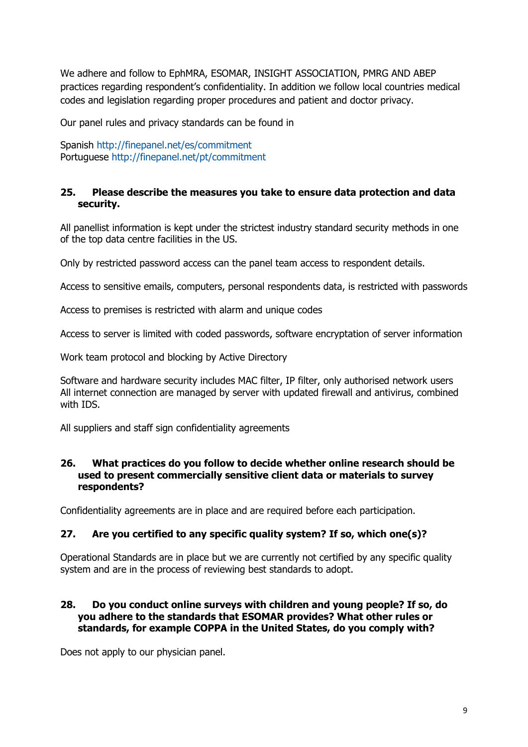We adhere and follow to EphMRA, ESOMAR, INSIGHT ASSOCIATION, PMRG AND ABEP practices regarding respondent's confidentiality. In addition we follow local countries medical codes and legislation regarding proper procedures and patient and doctor privacy.

Our panel rules and privacy standards can be found in

Spanish http://finepanel.net/es/commitment
Portuguese http://finepanel.net/pt/commitment

### 25. Please describe the measures you take to ensure data protection and data security.

All panellist information is kept under the strictest industry standard security methods in one of the top data centre facilities in the US.

Only by restricted password access can the panel team access to respondent details.

Access to sensitive emails, computers, personal respondents data, is restricted with passwords

Access to premises is restricted with alarm and unique codes

Access to server is limited with coded passwords, software encryptation of server information

Work team protocol and blocking by Active Directory

Software and hardware security includes MAC filter, IP filter, only authorised network users
All internet connection are managed by server with updated firewall and antivirus, combined with IDS.

All suppliers and staff sign confidentiality agreements

### 26. What practices do you follow to decide whether online research should be used to present commercially sensitive client data or materials to survey respondents?

Confidentiality agreements are in place and are required before each participation.

### 27. Are you certified to any specific quality system? If so, which one(s)?

Operational Standards are in place but we are currently not certified by any specific quality system and are in the process of reviewing best standards to adopt.

### 28. Do you conduct online surveys with children and young people? If so, do you adhere to the standards that ESOMAR provides? What other rules or standards, for example COPPA in the United States, do you comply with?

Does not apply to our physician panel.